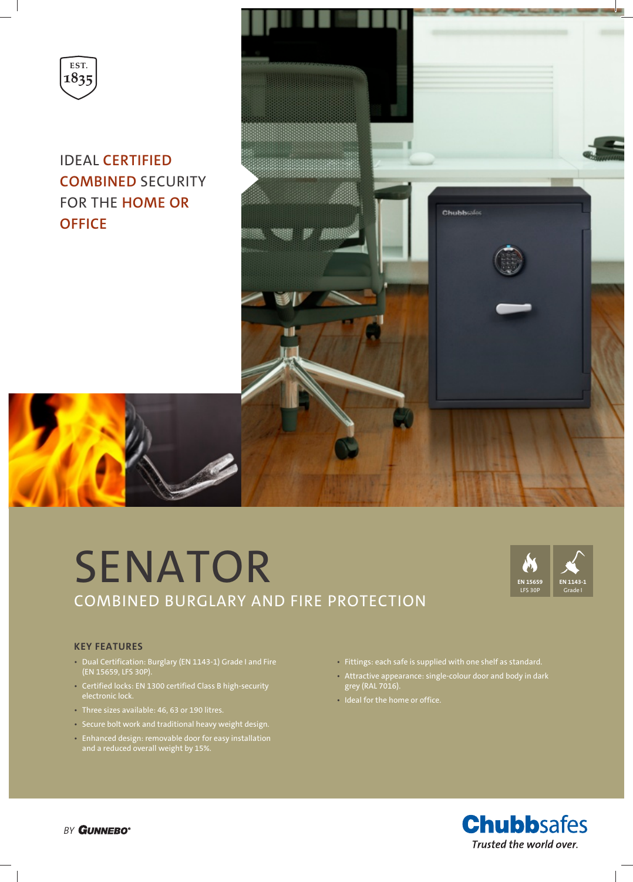EST. 1835

IDEAL CERTIFIED COMBINED SECURITY FOR THE HOME OR OFFICE

# SENATOR

## COMBINED BURGLARY AND FIRE PROTECTION

EN 15659 LFS 30P

EN 1143-1 Grade I

### KEY FEATURES

- Dual Certification: Burglary (EN 1143-1) Grade I and Fire (EN 15659, LFS 30P).
- Certified locks: EN 1300 certified Class B high-security electronic lock.
- Three sizes available: 46, 63 or 190 litres.
- Secure bolt work and traditional heavy weight design.
- Enhanced design: removable door for easy installation and a reduced overall weight by 15%.
- Fittings: each safe is supplied with one shelf as standard.
- Attractive appearance: single-colour door and body in dark grey (RAL 7016).
- Ideal for the home or office.

BY GUNNEBO®

**Chubbsafes**

*Trusted the world over.*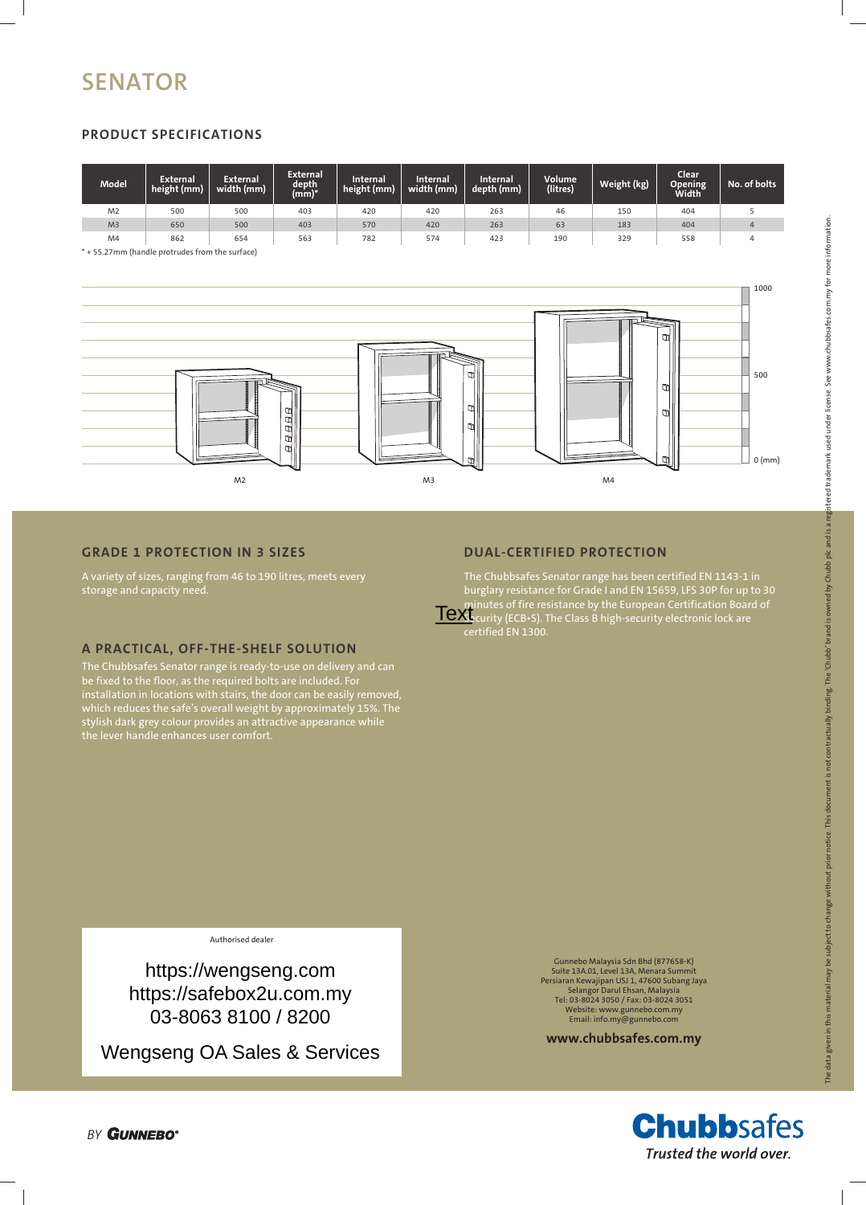# SENATOR

## PRODUCT SPECIFICATIONS

| Model | External height (mm) | External width (mm) | External depth (mm)* | Internal height (mm) | Internal width (mm) | Internal depth (mm) | Volume (litres) | Weight (kg) | Clear Opening Width | No. of bolts |
|---|---|---|---|---|---|---|---|---|---|---|
| M2 | 500 | 500 | 403 | 420 | 420 | 263 | 46 | 150 | 404 | 5 |
| M3 | 650 | 500 | 403 | 570 | 420 | 263 | 63 | 183 | 404 | 4 |
| M4 | 862 | 654 | 563 | 782 | 574 | 423 | 190 | 329 | 558 | 4 |

* + 55.27mm (handle protrudes from the surface)

1000

500

0 (mm)

M2

M3

M4

## GRADE 1 PROTECTION IN 3 SIZES

A variety of sizes, ranging from 46 to 190 litres, meets every storage and capacity need.

## A PRACTICAL, OFF-THE-SHELF SOLUTION

The Chubbsafes Senator range is ready-to-use on delivery and can be fixed to the floor, as the required bolts are included. For installation in locations with stairs, the door can be easily removed, which reduces the safe's overall weight by approximately 15%. The stylish dark grey colour provides an attractive appearance while the lever handle enhances user comfort.

## DUAL-CERTIFIED PROTECTION

The Chubbsafes Senator range has been certified EN 1143-1 in burglary resistance for Grade I and EN 15659, LFS 30P for up to 30 minutes of fire resistance by the European Certification Board of Security (ECB•S). The Class B high-security electronic lock are certified EN 1300.

Text

Authorised dealer

https://wengseng.com
https://safebox2u.com.my
03-8063 8100 / 8200

Wengseng OA Sales & Services

Gunnebo Malaysia Sdn Bhd (877658-K)
Suite 13A.01, Level 13A, Menara Summit
Persiaran Kewajipan USJ 1, 47600 Subang Jaya
Selangor Darul Ehsan, Malaysia
Tel: 03-8024 3050 / Fax: 03-8024 3051
Website: www.gunnebo.com.my
Email: info.my@gunnebo.com

**www.chubbsafes.com.my**

The data given in this material may be subject to change without prior notice. This document is not contractually binding. The 'Chubb' brand is owned by Chubb plc and is a registered trademark used under license. See www.chubbsafes.com.my for more information.

BY GUNNEBO®

**Chubbsafes**
*Trusted the world over.*